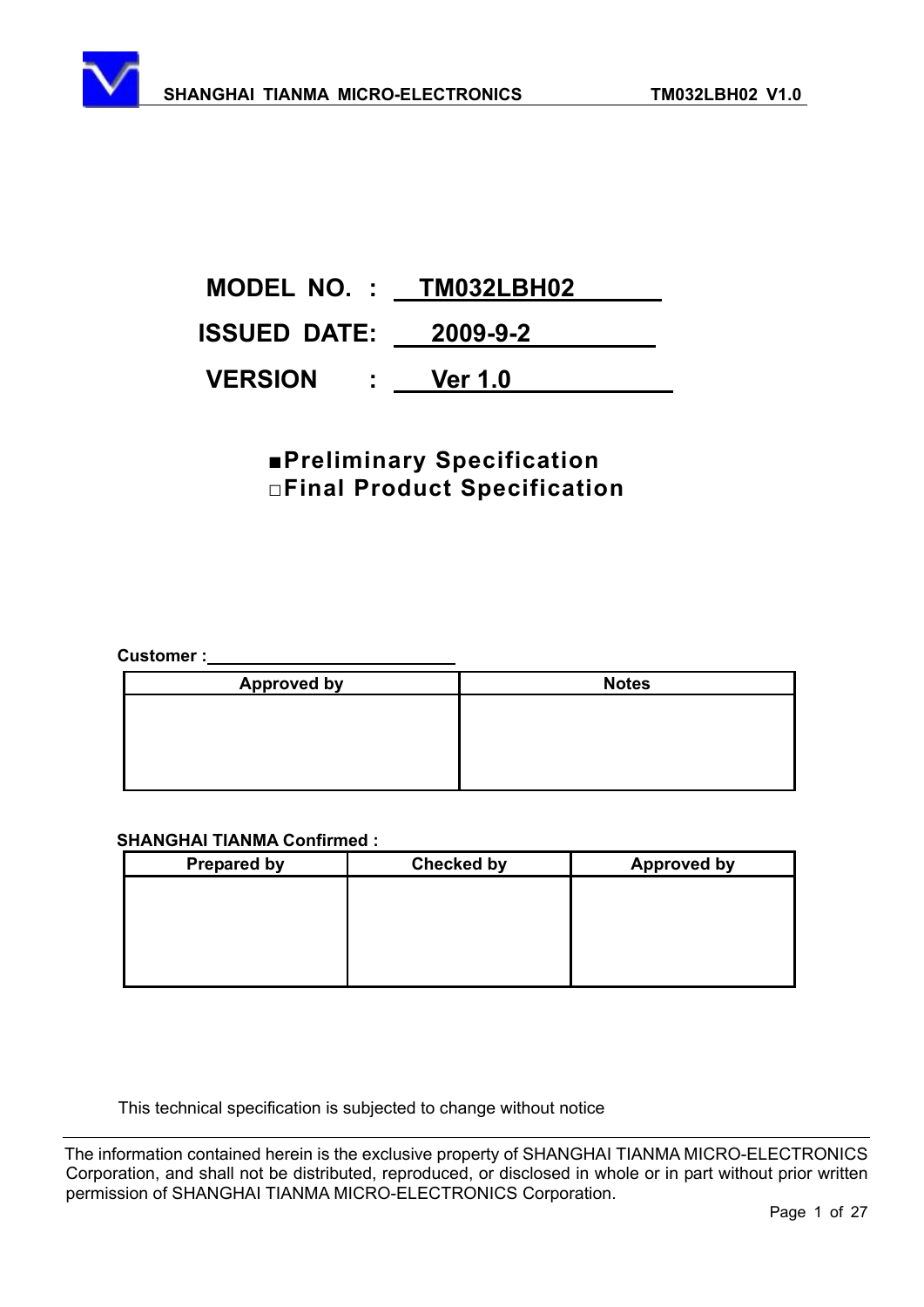**MODEL NO. : TM032LBH02**

**ISSUED DATE: 2009-9-2**

**VERSION : Ver 1.0**

■**Preliminary Specification**
□**Final Product Specification**

**Customer :**

| Approved by | Notes |
|---|---|
| | |

**SHANGHAI TIANMA Confirmed :**

| Prepared by | Checked by | Approved by |
|---|---|---|
| | | |

This technical specification is subjected to change without notice

The information contained herein is the exclusive property of SHANGHAI TIANMA MICRO-ELECTRONICS Corporation, and shall not be distributed, reproduced, or disclosed in whole or in part without prior written permission of SHANGHAI TIANMA MICRO-ELECTRONICS Corporation.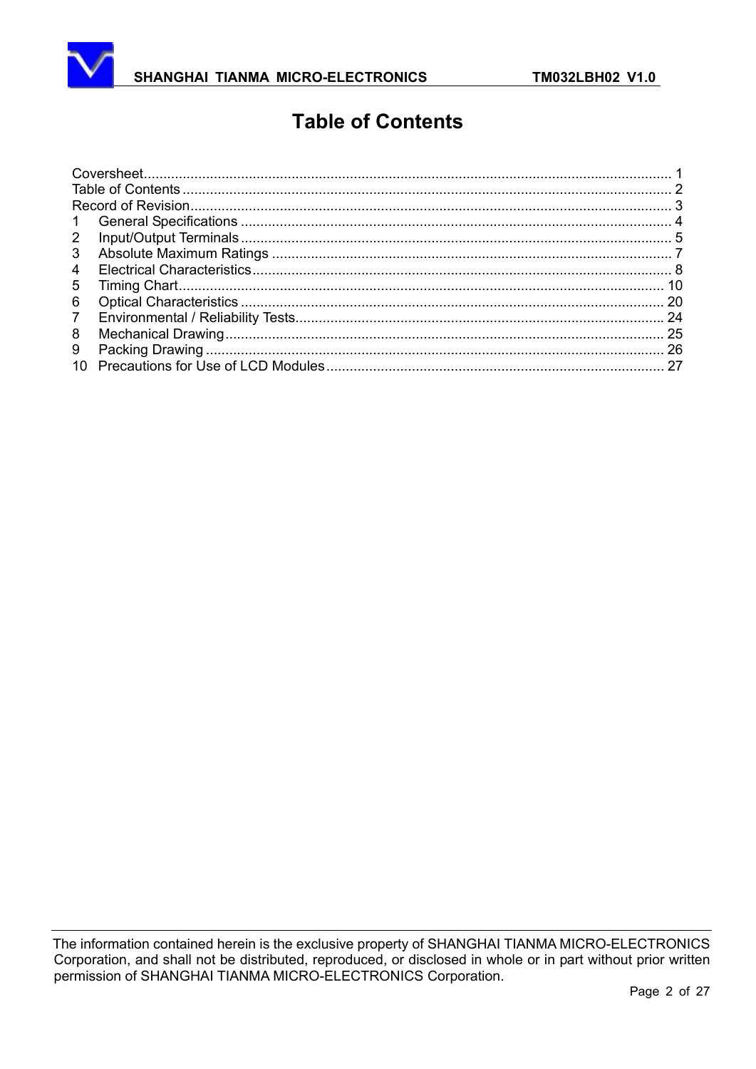# Table of Contents

Coversheet........................................................................................................................................ 1
Table of Contents ............................................................................................................................. 2
Record of Revision............................................................................................................................ 3
1 General Specifications .............................................................................................................. 4
2 Input/Output Terminals .............................................................................................................. 5
3 Absolute Maximum Ratings ....................................................................................................... 7
4 Electrical Characteristics........................................................................................................... 8
5 Timing Chart............................................................................................................................ 10
6 Optical Characteristics ............................................................................................................ 20
7 Environmental / Reliability Tests.............................................................................................. 24
8 Mechanical Drawing................................................................................................................. 25
9 Packing Drawing ..................................................................................................................... 26
10 Precautions for Use of LCD Modules....................................................................................... 27

The information contained herein is the exclusive property of SHANGHAI TIANMA MICRO-ELECTRONICS Corporation, and shall not be distributed, reproduced, or disclosed in whole or in part without prior written permission of SHANGHAI TIANMA MICRO-ELECTRONICS Corporation.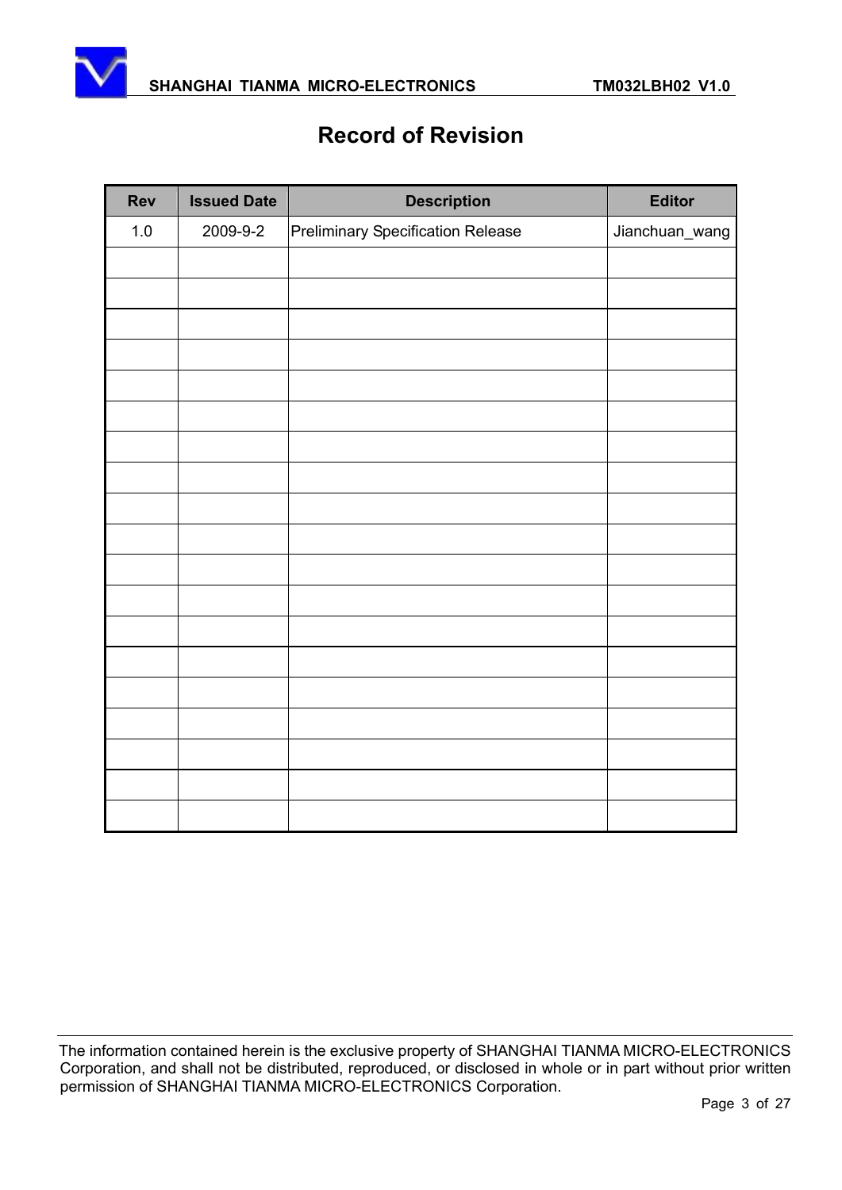# Record of Revision

| Rev | Issued Date | Description | Editor |
|---|---|---|---|
| 1.0 | 2009-9-2 | Preliminary Specification Release | Jianchuan_wang |
| | | | |
| | | | |
| | | | |
| | | | |
| | | | |
| | | | |
| | | | |
| | | | |
| | | | |
| | | | |
| | | | |
| | | | |
| | | | |
| | | | |
| | | | |
| | | | |
| | | | |
| | | | |
| | | | |

The information contained herein is the exclusive property of SHANGHAI TIANMA MICRO-ELECTRONICS Corporation, and shall not be distributed, reproduced, or disclosed in whole or in part without prior written permission of SHANGHAI TIANMA MICRO-ELECTRONICS Corporation.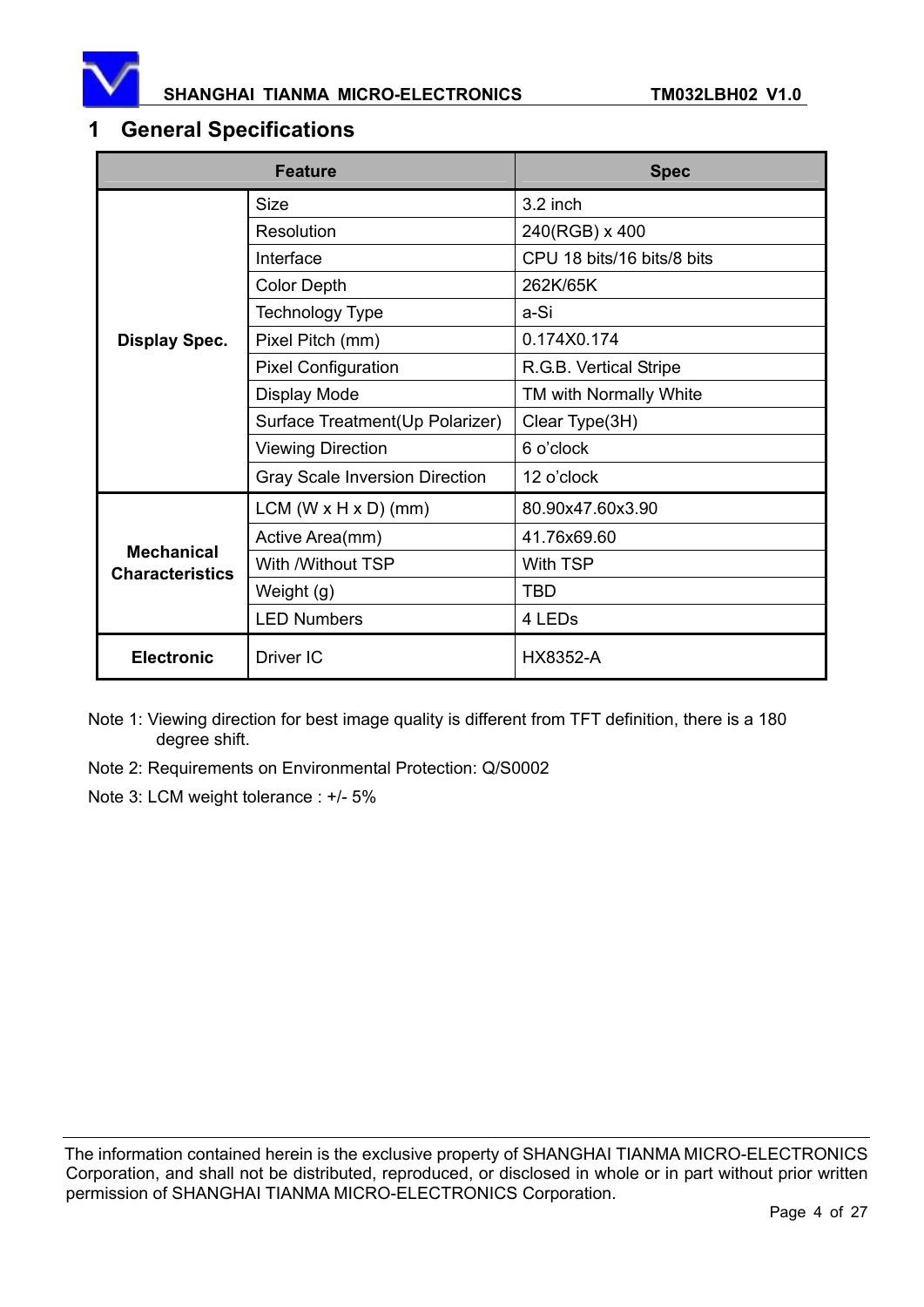## 1 General Specifications

| Feature | | Spec |
|---|---|---|
| **Display Spec.** | Size | 3.2 inch |
| | Resolution | 240(RGB) x 400 |
| | Interface | CPU 18 bits/16 bits/8 bits |
| | Color Depth | 262K/65K |
| | Technology Type | a-Si |
| | Pixel Pitch (mm) | 0.174X0.174 |
| | Pixel Configuration | R.G.B. Vertical Stripe |
| | Display Mode | TM with Normally White |
| | Surface Treatment(Up Polarizer) | Clear Type(3H) |
| | Viewing Direction | 6 o'clock |
| | Gray Scale Inversion Direction | 12 o'clock |
| **Mechanical Characteristics** | LCM (W x H x D) (mm) | 80.90x47.60x3.90 |
| | Active Area(mm) | 41.76x69.60 |
| | With /Without TSP | With TSP |
| | Weight (g) | TBD |
| | LED Numbers | 4 LEDs |
| **Electronic** | Driver IC | HX8352-A |

Note 1: Viewing direction for best image quality is different from TFT definition, there is a 180 degree shift.

Note 2: Requirements on Environmental Protection: Q/S0002

Note 3: LCM weight tolerance : +/- 5%

The information contained herein is the exclusive property of SHANGHAI TIANMA MICRO-ELECTRONICS Corporation, and shall not be distributed, reproduced, or disclosed in whole or in part without prior written permission of SHANGHAI TIANMA MICRO-ELECTRONICS Corporation.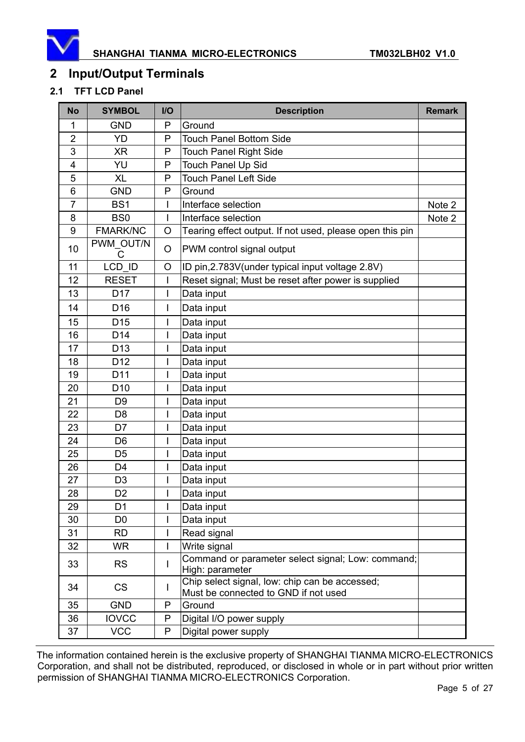## 2 Input/Output Terminals

### 2.1 TFT LCD Panel

| No | SYMBOL | I/O | Description | Remark |
|---|---|---|---|---|
| 1 | GND | P | Ground | |
| 2 | YD | P | Touch Panel Bottom Side | |
| 3 | XR | P | Touch Panel Right Side | |
| 4 | YU | P | Touch Panel Up Sid | |
| 5 | XL | P | Touch Panel Left Side | |
| 6 | GND | P | Ground | |
| 7 | BS1 | I | Interface selection | Note 2 |
| 8 | BS0 | I | Interface selection | Note 2 |
| 9 | FMARK/NC | O | Tearing effect output. If not used, please open this pin | |
| 10 | PWM_OUT/NC | O | PWM control signal output | |
| 11 | LCD_ID | O | ID pin,2.783V(under typical input voltage 2.8V) | |
| 12 | RESET | I | Reset signal; Must be reset after power is supplied | |
| 13 | D17 | I | Data input | |
| 14 | D16 | I | Data input | |
| 15 | D15 | I | Data input | |
| 16 | D14 | I | Data input | |
| 17 | D13 | I | Data input | |
| 18 | D12 | I | Data input | |
| 19 | D11 | I | Data input | |
| 20 | D10 | I | Data input | |
| 21 | D9 | I | Data input | |
| 22 | D8 | I | Data input | |
| 23 | D7 | I | Data input | |
| 24 | D6 | I | Data input | |
| 25 | D5 | I | Data input | |
| 26 | D4 | I | Data input | |
| 27 | D3 | I | Data input | |
| 28 | D2 | I | Data input | |
| 29 | D1 | I | Data input | |
| 30 | D0 | I | Data input | |
| 31 | RD | I | Read signal | |
| 32 | WR | I | Write signal | |
| 33 | RS | I | Command or parameter select signal; Low: command; High: parameter | |
| 34 | CS | I | Chip select signal, low: chip can be accessed; Must be connected to GND if not used | |
| 35 | GND | P | Ground | |
| 36 | IOVCC | P | Digital I/O power supply | |
| 37 | VCC | P | Digital power supply | |

The information contained herein is the exclusive property of SHANGHAI TIANMA MICRO-ELECTRONICS Corporation, and shall not be distributed, reproduced, or disclosed in whole or in part without prior written permission of SHANGHAI TIANMA MICRO-ELECTRONICS Corporation.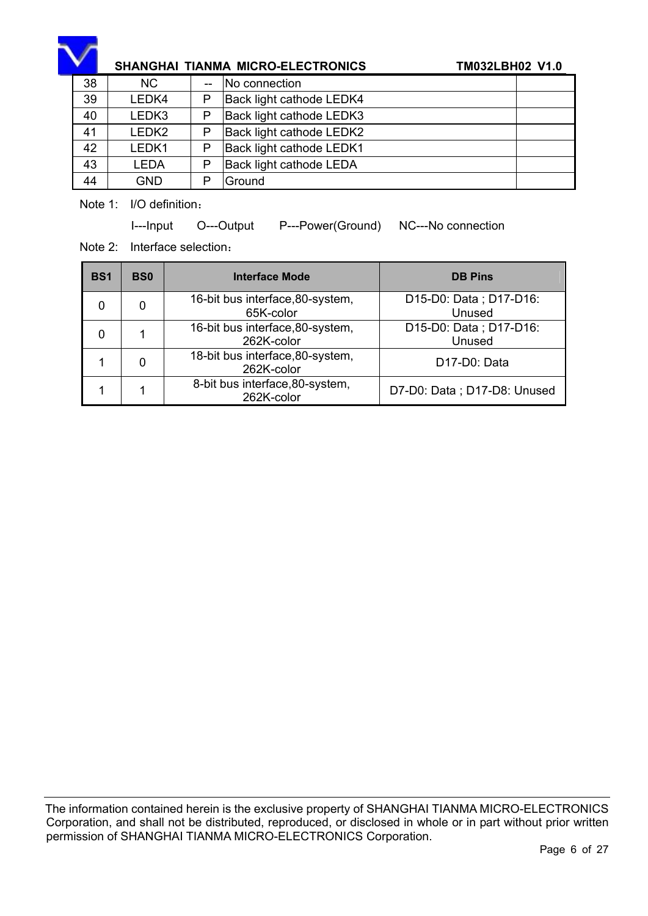| 38 | NC | -- | No connection | |
|---|---|---|---|---|
| 39 | LEDK4 | P | Back light cathode LEDK4 | |
| 40 | LEDK3 | P | Back light cathode LEDK3 | |
| 41 | LEDK2 | P | Back light cathode LEDK2 | |
| 42 | LEDK1 | P | Back light cathode LEDK1 | |
| 43 | LEDA | P | Back light cathode LEDA | |
| 44 | GND | P | Ground | |

Note 1: I/O definition：

I---Input O---Output P---Power(Ground) NC---No connection

Note 2: Interface selection：

| BS1 | BS0 | Interface Mode | DB Pins |
|---|---|---|---|
| 0 | 0 | 16-bit bus interface,80-system, 65K-color | D15-D0: Data ; D17-D16: Unused |
| 0 | 1 | 16-bit bus interface,80-system, 262K-color | D15-D0: Data ; D17-D16: Unused |
| 1 | 0 | 18-bit bus interface,80-system, 262K-color | D17-D0: Data |
| 1 | 1 | 8-bit bus interface,80-system, 262K-color | D7-D0: Data ; D17-D8: Unused |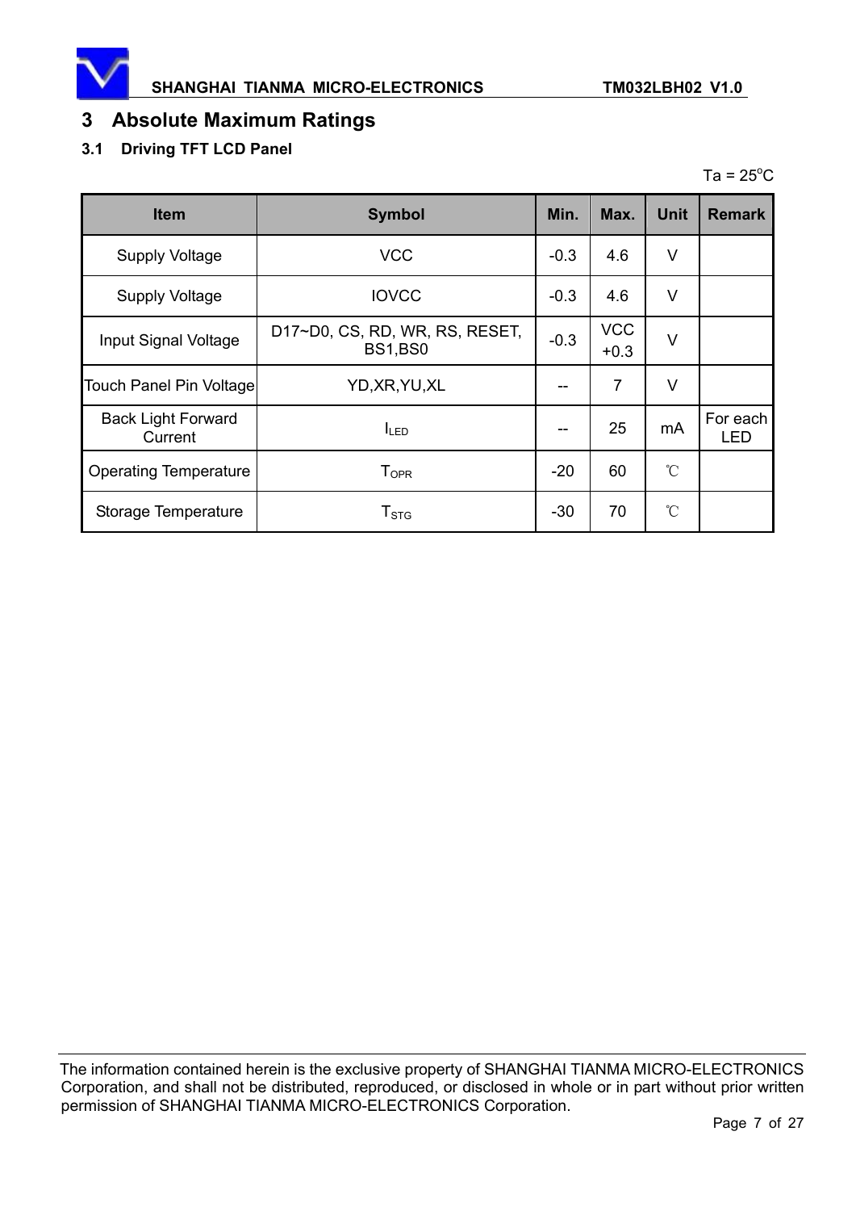# 3 Absolute Maximum Ratings

## 3.1 Driving TFT LCD Panel

Ta = 25°C

| Item | Symbol | Min. | Max. | Unit | Remark |
|---|---|---|---|---|---|
| Supply Voltage | VCC | -0.3 | 4.6 | V | |
| Supply Voltage | IOVCC | -0.3 | 4.6 | V | |
| Input Signal Voltage | D17~D0, CS, RD, WR, RS, RESET, BS1,BS0 | -0.3 | VCC +0.3 | V | |
| Touch Panel Pin Voltage | YD,XR,YU,XL | -- | 7 | V | |
| Back Light Forward Current | $I_{LED}$ | -- | 25 | mA | For each LED |
| Operating Temperature | $T_{OPR}$ | -20 | 60 | ℃ | |
| Storage Temperature | $T_{STG}$ | -30 | 70 | ℃ | |

The information contained herein is the exclusive property of SHANGHAI TIANMA MICRO-ELECTRONICS Corporation, and shall not be distributed, reproduced, or disclosed in whole or in part without prior written permission of SHANGHAI TIANMA MICRO-ELECTRONICS Corporation.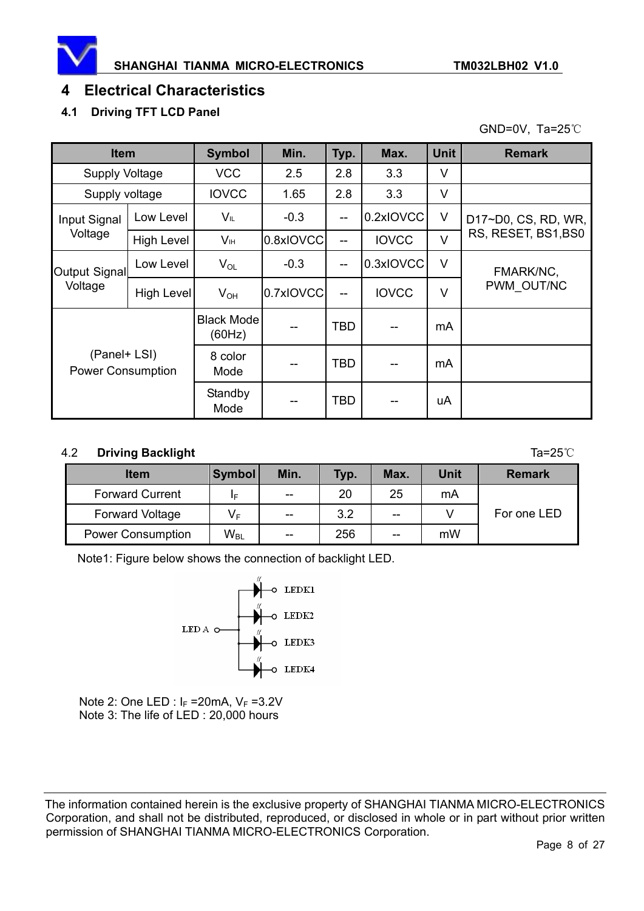# 4 Electrical Characteristics

## 4.1 Driving TFT LCD Panel

GND=0V, Ta=25℃

| Item | | Symbol | Min. | Typ. | Max. | Unit | Remark |
|---|---|---|---|---|---|---|---|
| Supply Voltage | | VCC | 2.5 | 2.8 | 3.3 | V | |
| Supply voltage | | IOVCC | 1.65 | 2.8 | 3.3 | V | |
| Input Signal Voltage | Low Level | $V_{IL}$ | -0.3 | -- | 0.2xIOVCC | V | D17~D0, CS, RD, WR, RS, RESET, BS1,BS0 |
| | High Level | $V_{IH}$ | 0.8xIOVCC | -- | IOVCC | V | |
| Output Signal Voltage | Low Level | $V_{OL}$ | -0.3 | -- | 0.3xIOVCC | V | FMARK/NC, PWM_OUT/NC |
| | High Level | $V_{OH}$ | 0.7xIOVCC | -- | IOVCC | V | |
| (Panel+ LSI) Power Consumption | | Black Mode (60Hz) | -- | TBD | -- | mA | |
| | | 8 color Mode | -- | TBD | -- | mA | |
| | | Standby Mode | -- | TBD | -- | uA | |

## 4.2 Driving Backlight

Ta=25℃

| Item | Symbol | Min. | Typ. | Max. | Unit | Remark |
|---|---|---|---|---|---|---|
| Forward Current | $I_F$ | -- | 20 | 25 | mA | For one LED |
| Forward Voltage | $V_F$ | -- | 3.2 | -- | V | |
| Power Consumption | $W_{BL}$ | -- | 256 | -- | mW | |

Note1: Figure below shows the connection of backlight LED.

LED A — LEDK1, LEDK2, LEDK3, LEDK4

Note 2: One LED : $I_F$ =20mA, $V_F$ =3.2V

Note 3: The life of LED : 20,000 hours

The information contained herein is the exclusive property of SHANGHAI TIANMA MICRO-ELECTRONICS Corporation, and shall not be distributed, reproduced, or disclosed in whole or in part without prior written permission of SHANGHAI TIANMA MICRO-ELECTRONICS Corporation.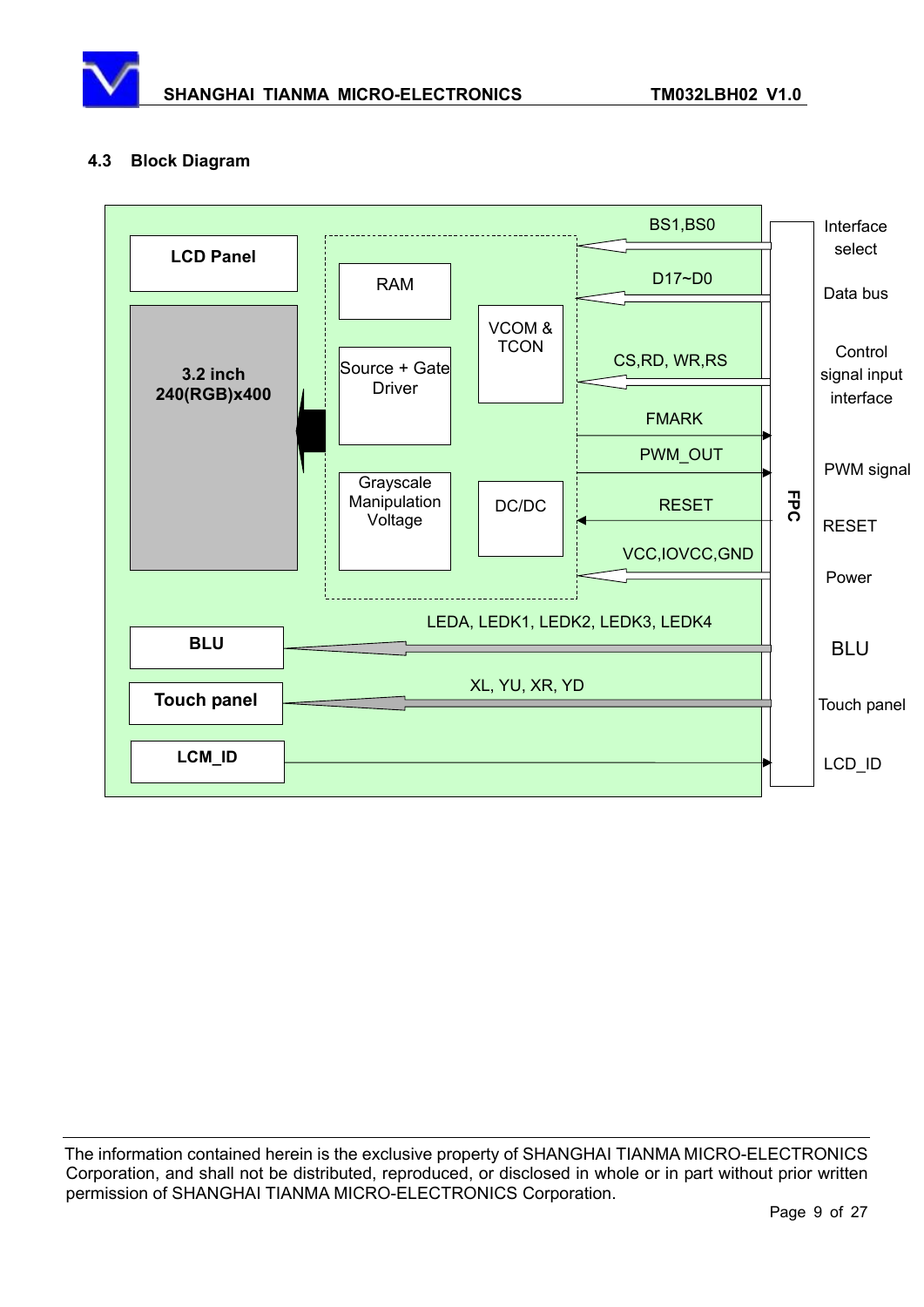### 4.3 Block Diagram

LCD Panel

3.2 inch
240(RGB)x400

RAM

Source + Gate Driver

Grayscale Manipulation Voltage

VCOM & TCON

DC/DC

BLU

Touch panel

LCM_ID

FPC

| Signal | FPC |
| --- | --- |
| BS1,BS0 | Interface select |
| D17~D0 | Data bus |
| CS,RD, WR,RS | Control signal input interface |
| FMARK | |
| PWM_OUT | PWM signal |
| RESET | RESET |
| VCC,IOVCC,GND | Power |
| LEDA, LEDK1, LEDK2, LEDK3, LEDK4 | BLU |
| XL, YU, XR, YD | Touch panel |
| | LCD_ID |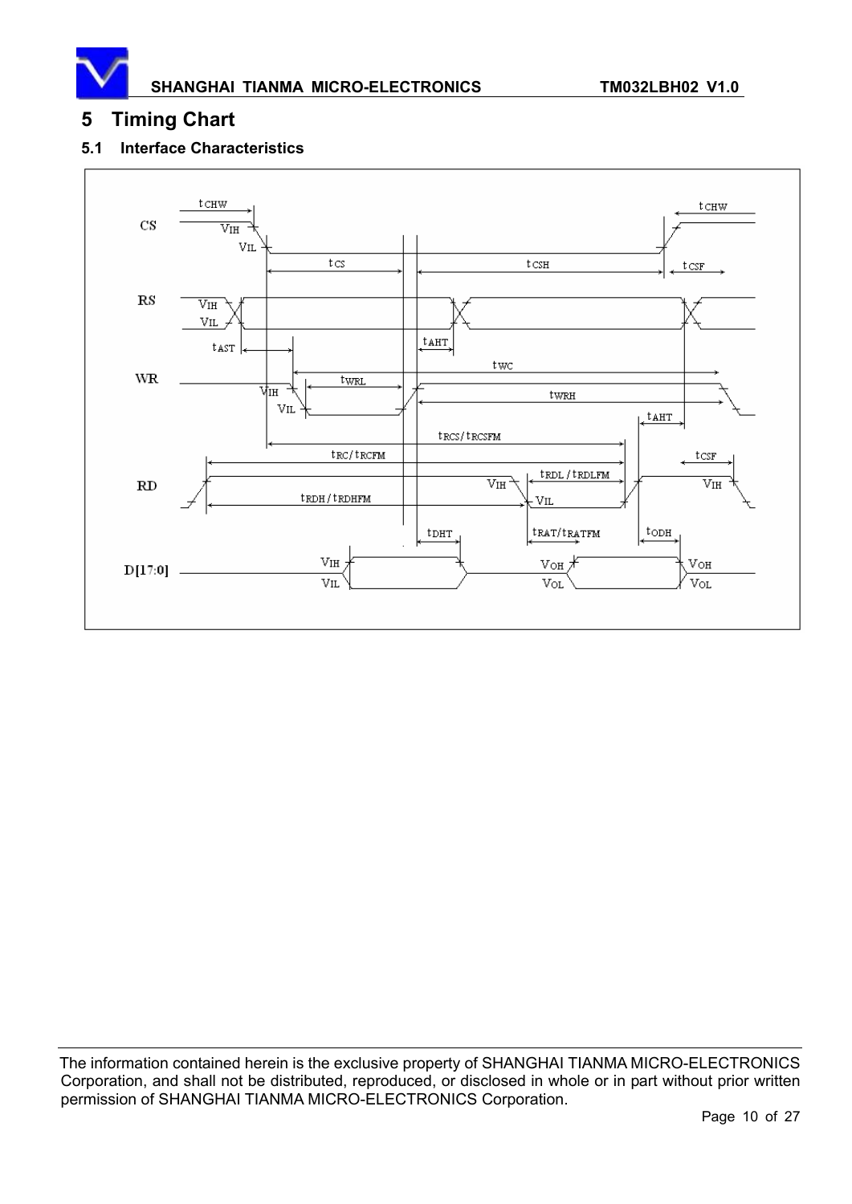# 5 Timing Chart

## 5.1 Interface Characteristics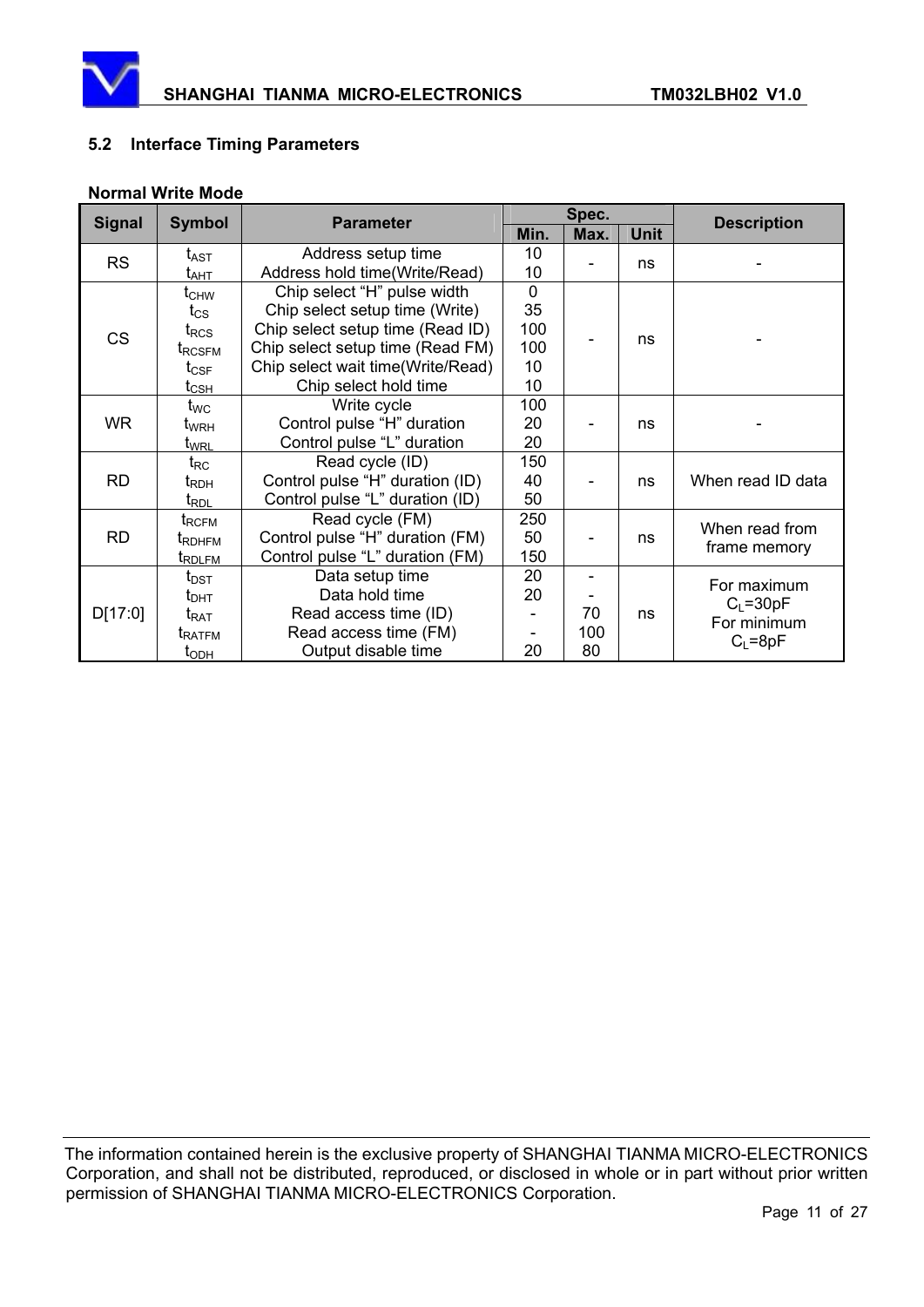## 5.2 Interface Timing Parameters

**Normal Write Mode**

| Signal | Symbol | Parameter | Spec. | | | Description |
|---|---|---|---|---|---|---|
| | | | Min. | Max. | Unit | |
| RS | $t_{AST}$<br>$t_{AHT}$ | Address setup time<br>Address hold time(Write/Read) | 10<br>10 | - | ns | - |
| CS | $t_{CHW}$<br>$t_{CS}$<br>$t_{RCS}$<br>$t_{RCSFM}$<br>$t_{CSF}$<br>$t_{CSH}$ | Chip select "H" pulse width<br>Chip select setup time (Write)<br>Chip select setup time (Read ID)<br>Chip select setup time (Read FM)<br>Chip select wait time(Write/Read)<br>Chip select hold time | 0<br>35<br>100<br>100<br>10<br>10 | - | ns | - |
| WR | $t_{WC}$<br>$t_{WRH}$<br>$t_{WRL}$ | Write cycle<br>Control pulse "H" duration<br>Control pulse "L" duration | 100<br>20<br>20 | - | ns | - |
| RD | $t_{RC}$<br>$t_{RDH}$<br>$t_{RDL}$ | Read cycle (ID)<br>Control pulse "H" duration (ID)<br>Control pulse "L" duration (ID) | 150<br>40<br>50 | - | ns | When read ID data |
| RD | $t_{RCFM}$<br>$t_{RDHFM}$<br>$t_{RDLFM}$ | Read cycle (FM)<br>Control pulse "H" duration (FM)<br>Control pulse "L" duration (FM) | 250<br>50<br>150 | - | ns | When read from frame memory |
| D[17:0] | $t_{DST}$<br>$t_{DHT}$<br>$t_{RAT}$<br>$t_{RATFM}$<br>$t_{ODH}$ | Data setup time<br>Data hold time<br>Read access time (ID)<br>Read access time (FM)<br>Output disable time | 20<br>20<br>-<br>-<br>20 | -<br>-<br>70<br>100<br>80 | ns | For maximum $C_L$=30pF<br>For minimum $C_L$=8pF |

The information contained herein is the exclusive property of SHANGHAI TIANMA MICRO-ELECTRONICS Corporation, and shall not be distributed, reproduced, or disclosed in whole or in part without prior written permission of SHANGHAI TIANMA MICRO-ELECTRONICS Corporation.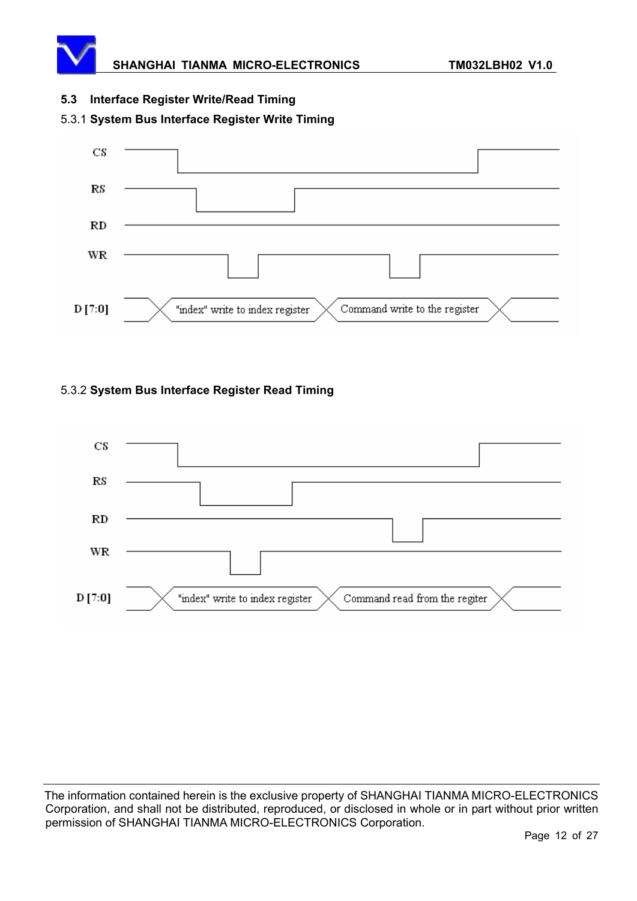## 5.3 Interface Register Write/Read Timing

### 5.3.1 System Bus Interface Register Write Timing

CS

RS

RD

WR

D [7:0] "index" write to index register | Command write to the register

### 5.3.2 System Bus Interface Register Read Timing

CS

RS

RD

WR

D [7:0] "index" write to index register | Command read from the regiter

The information contained herein is the exclusive property of SHANGHAI TIANMA MICRO-ELECTRONICS Corporation, and shall not be distributed, reproduced, or disclosed in whole or in part without prior written permission of SHANGHAI TIANMA MICRO-ELECTRONICS Corporation.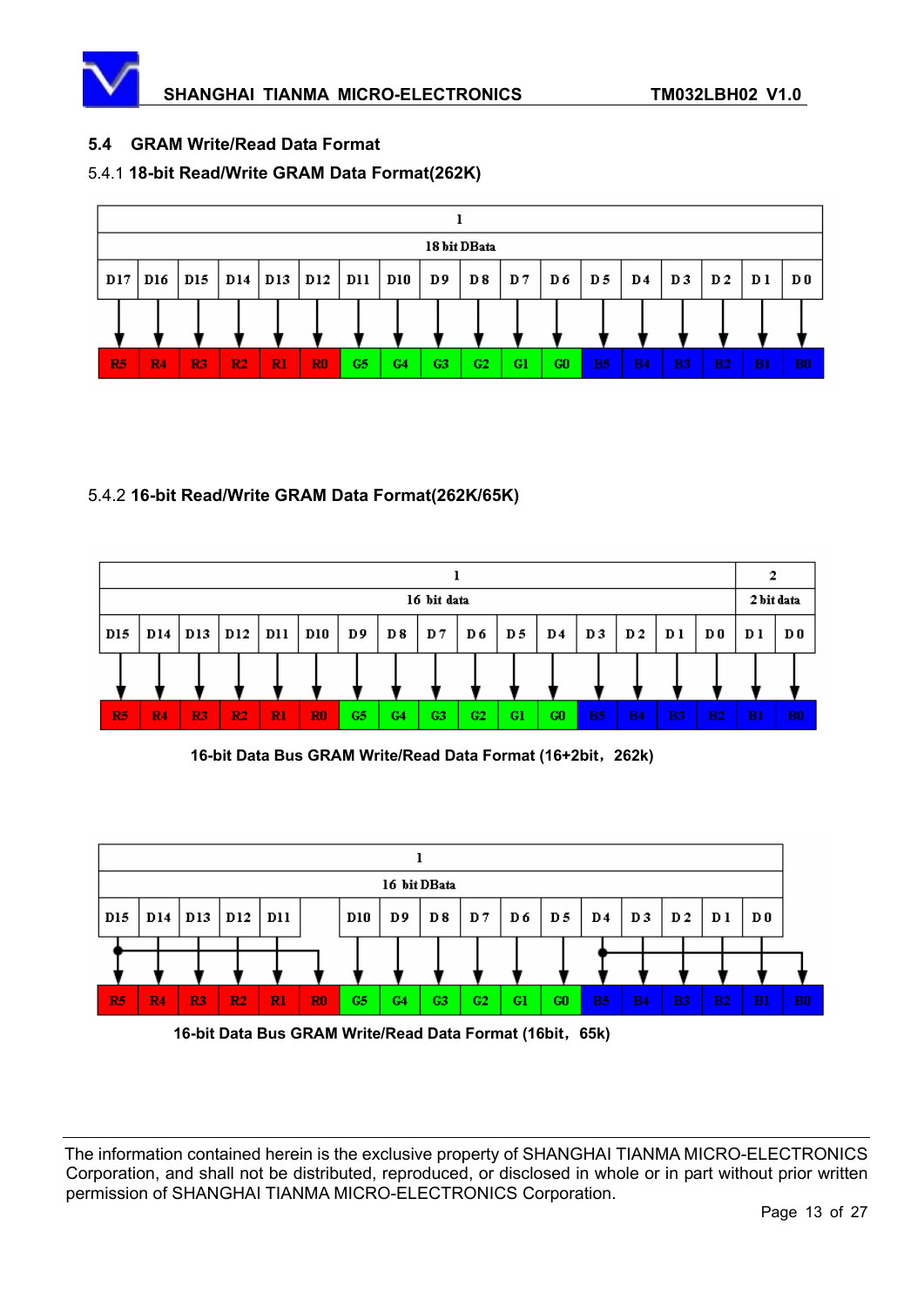## 5.4 GRAM Write/Read Data Format

### 5.4.1 18-bit Read/Write GRAM Data Format(262K)

| 1 | | | | | | | | | | | | | | | | | |
|---|---|---|---|---|---|---|---|---|---|---|---|---|---|---|---|---|---|
| 18 bit DBata | | | | | | | | | | | | | | | | | |
| D17 | D16 | D15 | D14 | D13 | D12 | D11 | D10 | D9 | D8 | D7 | D6 | D5 | D4 | D3 | D2 | D1 | D0 |
| ↓ | ↓ | ↓ | ↓ | ↓ | ↓ | ↓ | ↓ | ↓ | ↓ | ↓ | ↓ | ↓ | ↓ | ↓ | ↓ | ↓ | ↓ |
| R5 | R4 | R3 | R2 | R1 | R0 | G5 | G4 | G3 | G2 | G1 | G0 | B5 | B4 | B3 | B2 | B1 | B0 |

### 5.4.2 16-bit Read/Write GRAM Data Format(262K/65K)

| 1 | | | | | | | | | | | | | | | | 2 | |
|---|---|---|---|---|---|---|---|---|---|---|---|---|---|---|---|---|---|
| 16 bit data | | | | | | | | | | | | | | | | 2 bit data | |
| D15 | D14 | D13 | D12 | D11 | D10 | D9 | D8 | D7 | D6 | D5 | D4 | D3 | D2 | D1 | D0 | D1 | D0 |
| ↓ | ↓ | ↓ | ↓ | ↓ | ↓ | ↓ | ↓ | ↓ | ↓ | ↓ | ↓ | ↓ | ↓ | ↓ | ↓ | ↓ | ↓ |
| R5 | R4 | R3 | R2 | R1 | R0 | G5 | G4 | G3 | G2 | G1 | G0 | B5 | B4 | B3 | B2 | B1 | B0 |

16-bit Data Bus GRAM Write/Read Data Format (16+2bit，262k)

| 1 | | | | | | | | | | | | | | | | | |
|---|---|---|---|---|---|---|---|---|---|---|---|---|---|---|---|---|---|
| 16 bit DBata | | | | | | | | | | | | | | | | | |
| D15 | D14 | D13 | D12 | D11 | | D10 | D9 | D8 | D7 | D6 | D5 | D4 | D3 | D2 | D1 | D0 | |
| ↓ | ↓ | ↓ | ↓ | ↓ | ↓ (D15) | ↓ | ↓ | ↓ | ↓ | ↓ | ↓ | ↓ | ↓ | ↓ | ↓ | ↓ | ↓ (D4) |
| R5 | R4 | R3 | R2 | R1 | R0 | G5 | G4 | G3 | G2 | G1 | G0 | B5 | B4 | B3 | B2 | B1 | B0 |

16-bit Data Bus GRAM Write/Read Data Format (16bit，65k)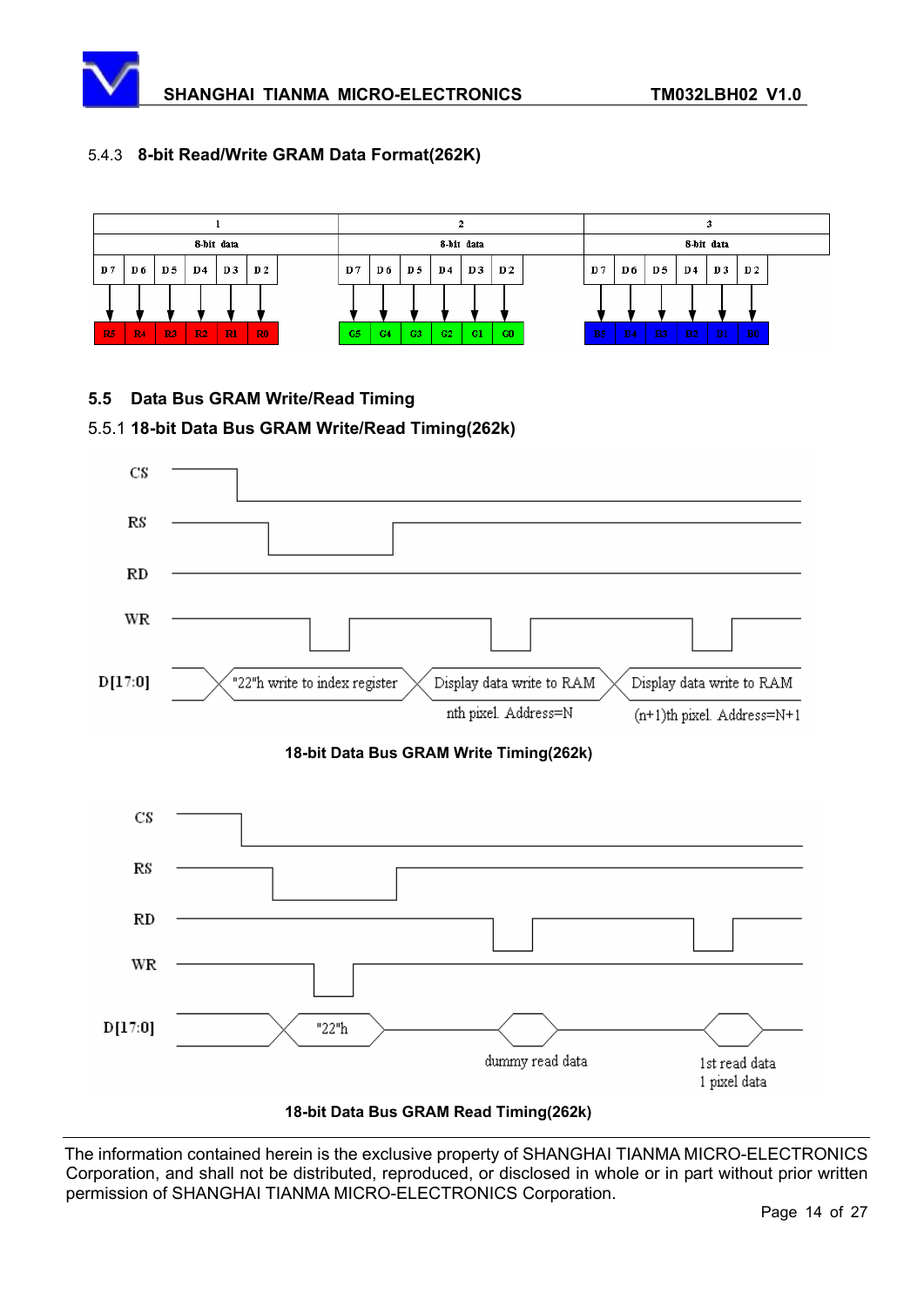5.4.3 **8-bit Read/Write GRAM Data Format(262K)**

| 1 | | | | | | 2 | | | | | | 3 | | | | | |
|---|---|---|---|---|---|---|---|---|---|---|---|---|---|---|---|---|---|
| 8-bit data | | | | | | 8-bit data | | | | | | 8-bit data | | | | | |
| D7 | D6 | D5 | D4 | D3 | D2 | D7 | D6 | D5 | D4 | D3 | D2 | D7 | D6 | D5 | D4 | D3 | D2 |
| R5 | R4 | R3 | R2 | R1 | R0 | G5 | G4 | G3 | G2 | G1 | G0 | B5 | B4 | B3 | B2 | B1 | B0 |

## 5.5 Data Bus GRAM Write/Read Timing

5.5.1 **18-bit Data Bus GRAM Write/Read Timing(262k)**

CS

RS

RD

WR

D[17:0] "22"h write to index register | Display data write to RAM (nth pixel. Address=N) | Display data write to RAM ((n+1)th pixel. Address=N+1)

**18-bit Data Bus GRAM Write Timing(262k)**

CS

RS

RD

WR

D[17:0] "22"h | dummy read data | 1st read data 1 pixel data

**18-bit Data Bus GRAM Read Timing(262k)**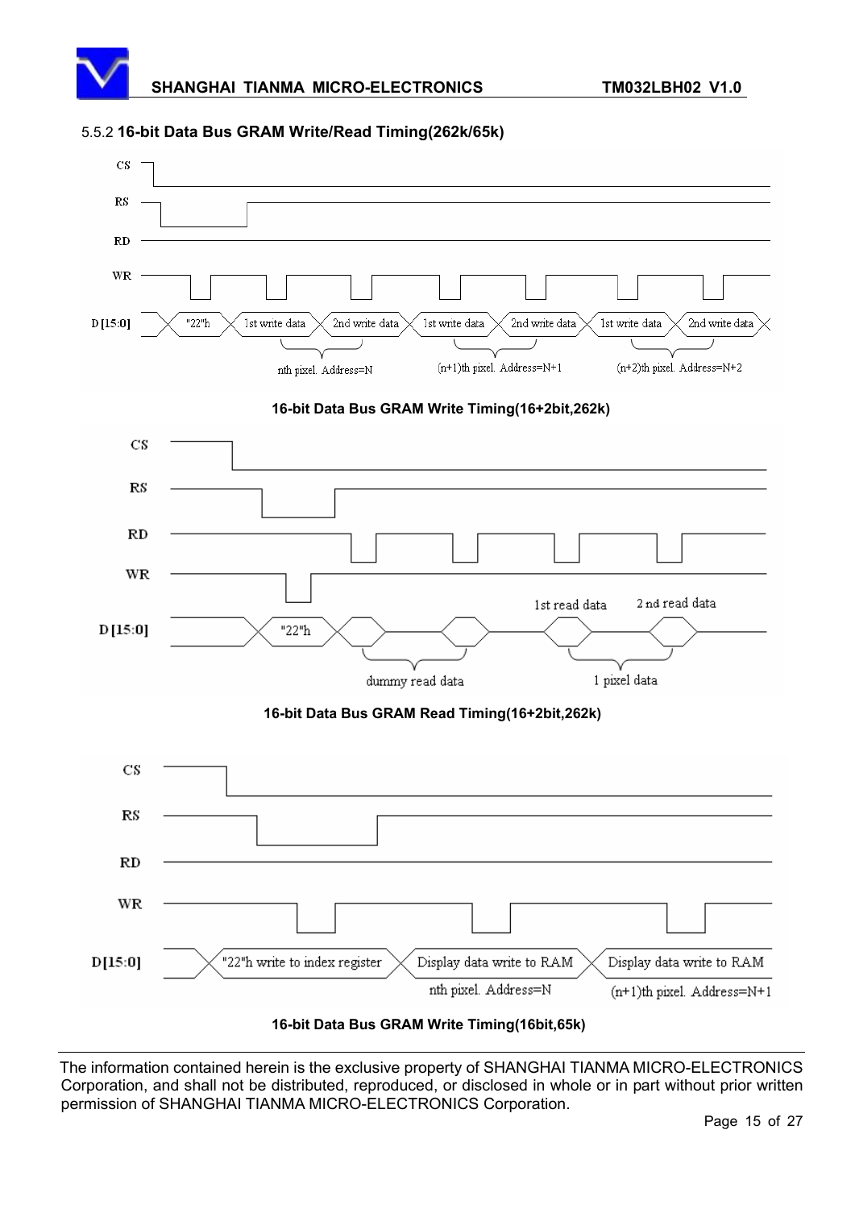### 5.5.2 16-bit Data Bus GRAM Write/Read Timing(262k/65k)

CS

RS

RD

WR

D[15:0] "22"h 1st write data 2nd write data 1st write data 2nd write data 1st write data 2nd write data

nth pixel. Address=N (n+1)th pixel. Address=N+1 (n+2)th pixel. Address=N+2

**16-bit Data Bus GRAM Write Timing(16+2bit,262k)**

CS

RS

RD

WR

D[15:0] "22"h

1st read data 2 nd read data

dummy read data 1 pixel data

**16-bit Data Bus GRAM Read Timing(16+2bit,262k)**

CS

RS

RD

WR

D[15:0] "22"h write to index register Display data write to RAM Display data write to RAM

nth pixel. Address=N (n+1)th pixel. Address=N+1

**16-bit Data Bus GRAM Write Timing(16bit,65k)**

The information contained herein is the exclusive property of SHANGHAI TIANMA MICRO-ELECTRONICS Corporation, and shall not be distributed, reproduced, or disclosed in whole or in part without prior written permission of SHANGHAI TIANMA MICRO-ELECTRONICS Corporation.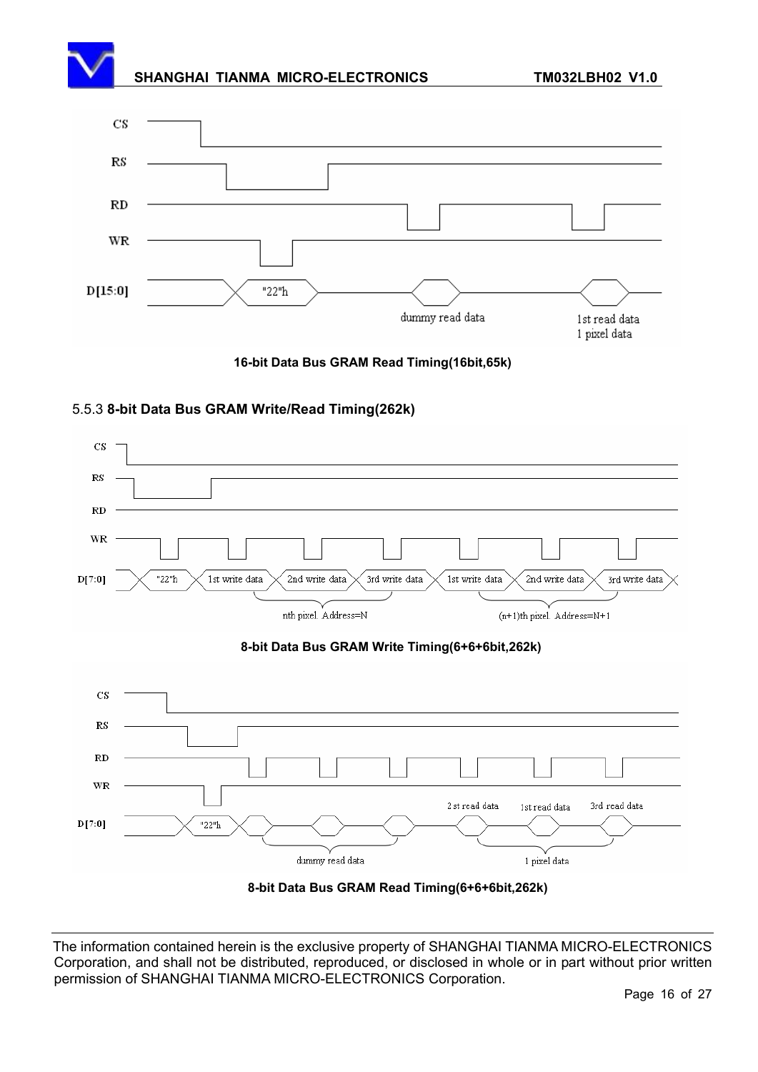16-bit Data Bus GRAM Read Timing(16bit,65k)

### 5.5.3 **8-bit Data Bus GRAM Write/Read Timing(262k)**

8-bit Data Bus GRAM Write Timing(6+6+6bit,262k)

8-bit Data Bus GRAM Read Timing(6+6+6bit,262k)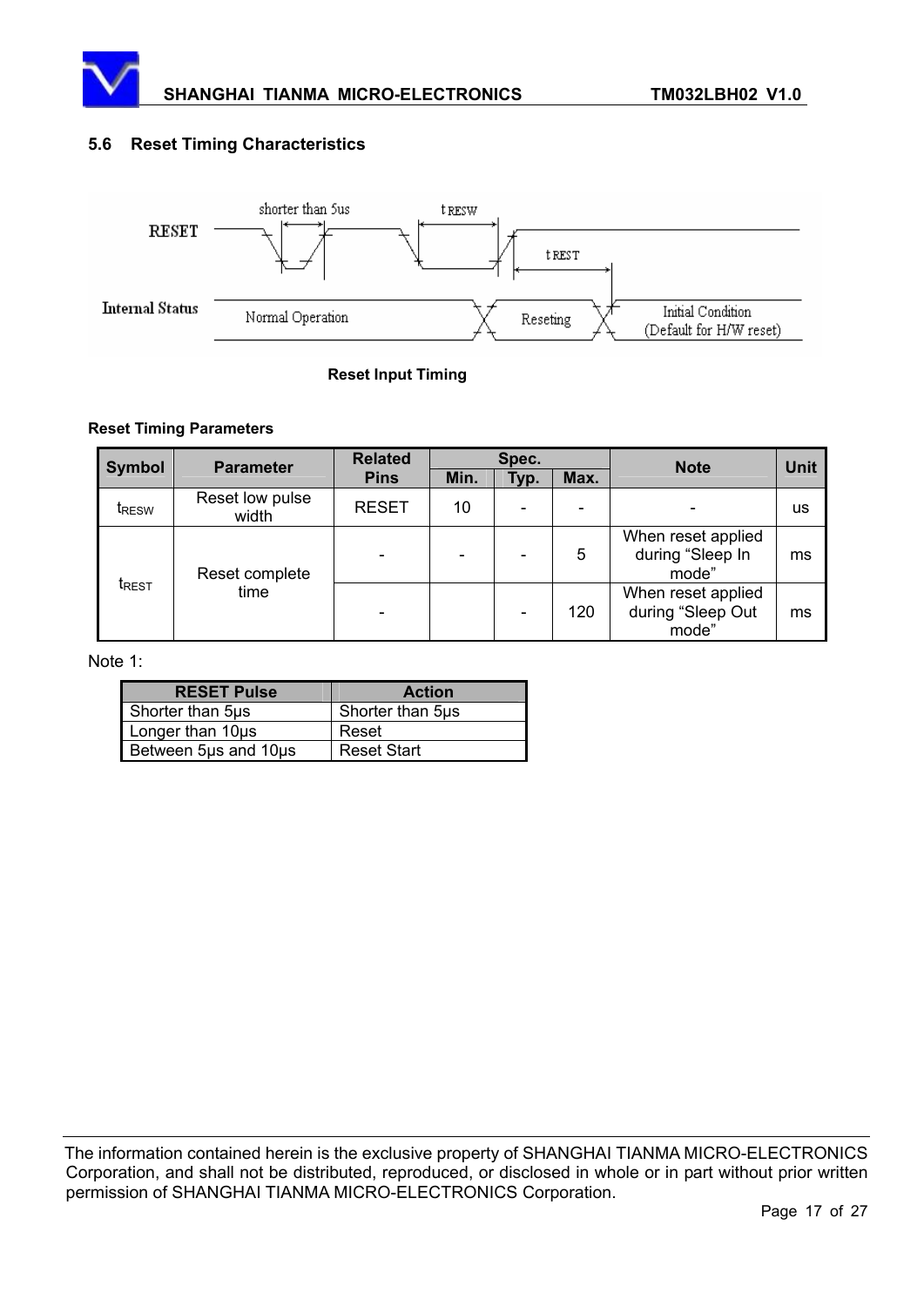## 5.6 Reset Timing Characteristics

**Reset Input Timing**

**Reset Timing Parameters**

| Symbol | Parameter | Related Pins | Spec. | | | Note | Unit |
|---|---|---|---|---|---|---|---|
| | | | Min. | Typ. | Max. | | |
| $t_{RESW}$ | Reset low pulse width | RESET | 10 | - | - | - | us |
| $t_{REST}$ | Reset complete time | - | - | - | 5 | When reset applied during “Sleep In mode” | ms |
| | | - | | - | 120 | When reset applied during “Sleep Out mode” | ms |

Note 1:

| RESET Pulse | Action |
|---|---|
| Shorter than 5μs | Shorter than 5μs |
| Longer than 10μs | Reset |
| Between 5μs and 10μs | Reset Start |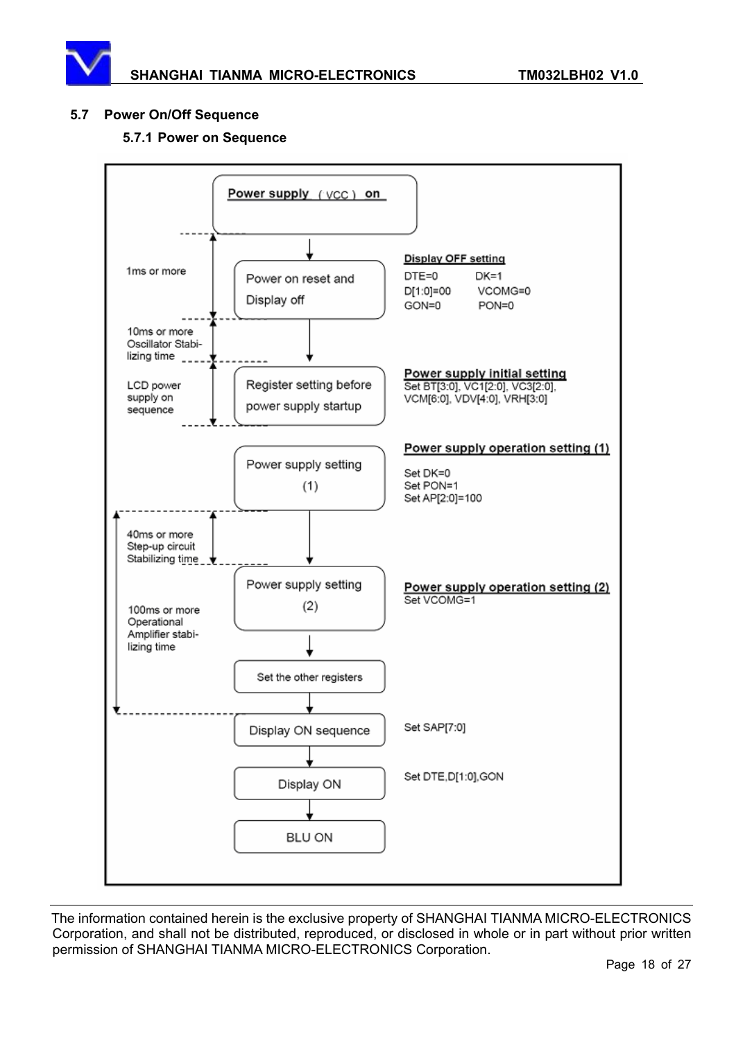## 5.7 Power On/Off Sequence

### 5.7.1 Power on Sequence

**Power supply (VCC) on**

↓ *(1ms or more)*

**Power on reset and Display off**

Display OFF setting:
- DTE=0 DK=1
- D[1:0]=00 VCOMG=0
- GON=0 PON=0

↓ *(10ms or more Oscillator Stabilizing time)*

**Register setting before power supply startup** *(LCD power supply on sequence)*

Power supply initial setting:
- Set BT[3:0], VC1[2:0], VC3[2:0], VCM[6:0], VDV[4:0], VRH[3:0]

↓

**Power supply setting (1)**

Power supply operation setting (1):
- Set DK=0
- Set PON=1
- Set AP[2:0]=100

↓ *(40ms or more Step-up circuit Stabilizing time)*

**Power supply setting (2)**

Power supply operation setting (2):
- Set VCOMG=1

↓

**Set the other registers**

*(100ms or more Operational Amplifier stabilizing time — from Power supply setting (1) to Display ON sequence)*

↓

**Display ON sequence** — Set SAP[7:0]

↓

**Display ON** — Set DTE,D[1:0],GON

↓

**BLU ON**

The information contained herein is the exclusive property of SHANGHAI TIANMA MICRO-ELECTRONICS Corporation, and shall not be distributed, reproduced, or disclosed in whole or in part without prior written permission of SHANGHAI TIANMA MICRO-ELECTRONICS Corporation.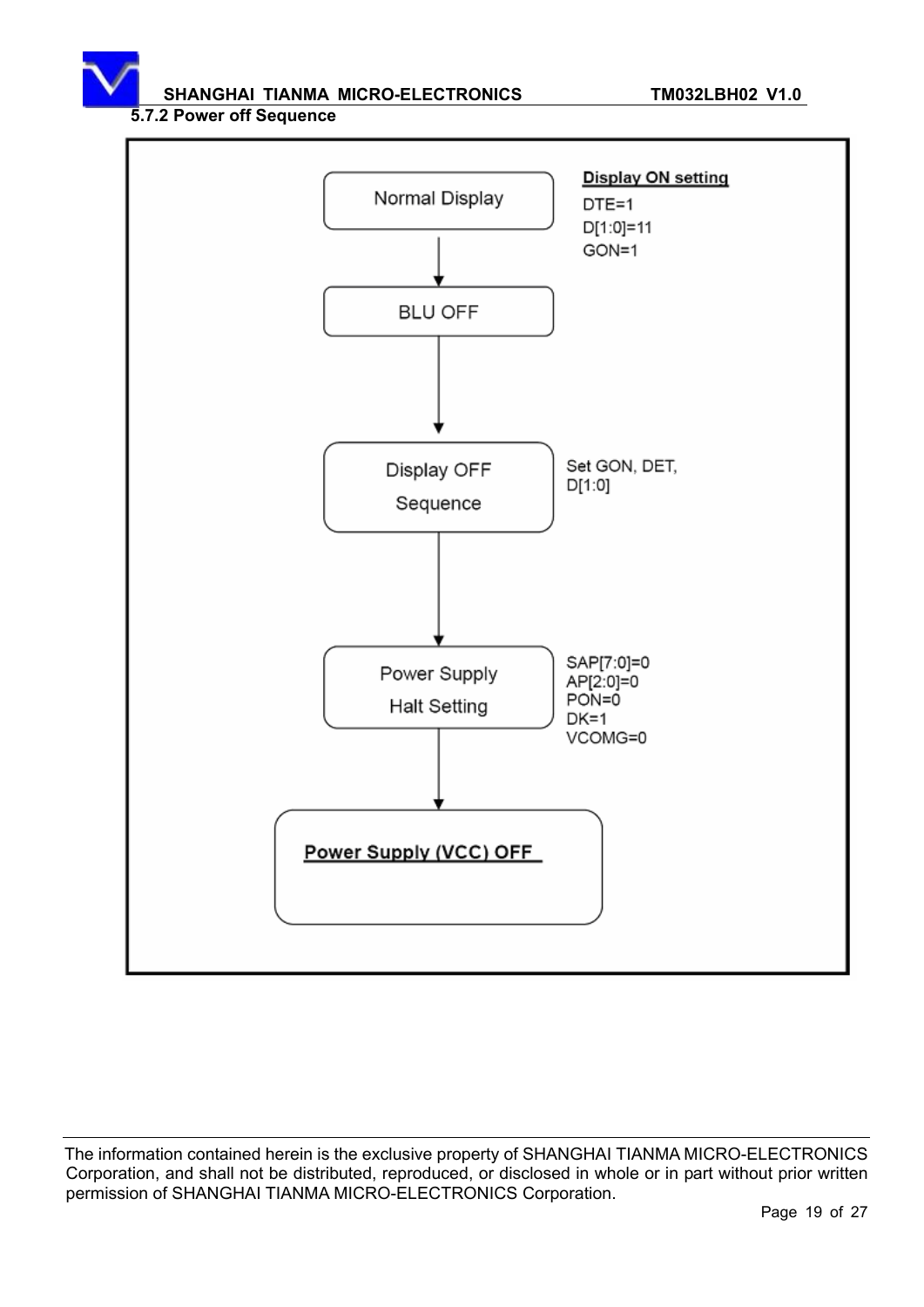### 5.7.2 Power off Sequence

Normal Display — **Display ON setting**: DTE=1, D[1:0]=11, GON=1

↓

BLU OFF

↓

Display OFF Sequence — Set GON, DET, D[1:0]

↓

Power Supply Halt Setting — SAP[7:0]=0, AP[2:0]=0, PON=0, DK=1, VCOMG=0

↓

**Power Supply (VCC) OFF**

The information contained herein is the exclusive property of SHANGHAI TIANMA MICRO-ELECTRONICS Corporation, and shall not be distributed, reproduced, or disclosed in whole or in part without prior written permission of SHANGHAI TIANMA MICRO-ELECTRONICS Corporation.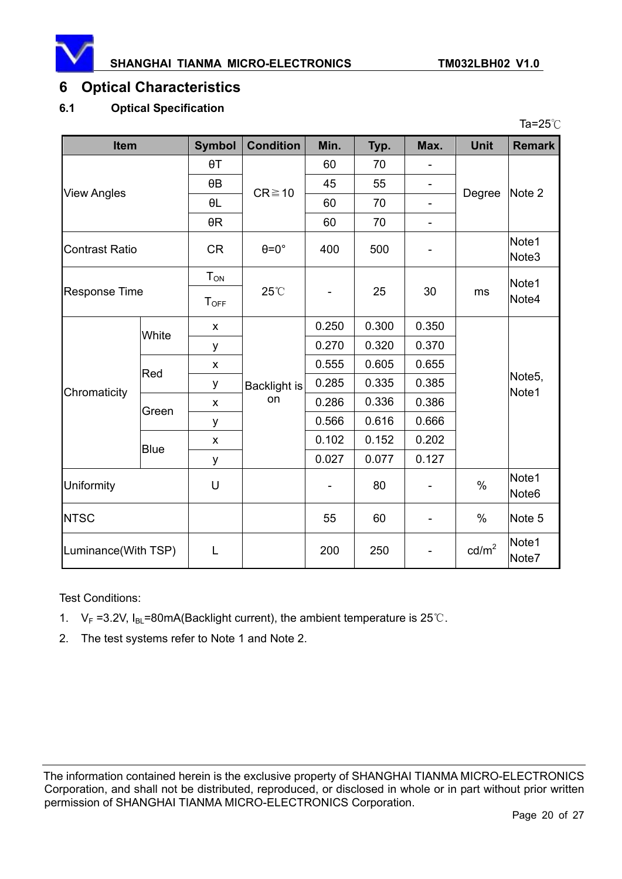# 6 Optical Characteristics

## 6.1 Optical Specification

Ta=25℃

| Item | | Symbol | Condition | Min. | Typ. | Max. | Unit | Remark |
|---|---|---|---|---|---|---|---|---|
| View Angles | | θT | CR≧10 | 60 | 70 | - | Degree | Note 2 |
| | | θB | | 45 | 55 | - | | |
| | | θL | | 60 | 70 | - | | |
| | | θR | | 60 | 70 | - | | |
| Contrast Ratio | | CR | θ=0° | 400 | 500 | - | | Note1 Note3 |
| Response Time | | $T_{ON}$ | 25℃ | - | 25 | 30 | ms | Note1 Note4 |
| | | $T_{OFF}$ | | | | | | |
| Chromaticity | White | x | Backlight is on | 0.250 | 0.300 | 0.350 | | Note5, Note1 |
| | | y | | 0.270 | 0.320 | 0.370 | | |
| | Red | x | | 0.555 | 0.605 | 0.655 | | |
| | | y | | 0.285 | 0.335 | 0.385 | | |
| | Green | x | | 0.286 | 0.336 | 0.386 | | |
| | | y | | 0.566 | 0.616 | 0.666 | | |
| | Blue | x | | 0.102 | 0.152 | 0.202 | | |
| | | y | | 0.027 | 0.077 | 0.127 | | |
| Uniformity | | U | | - | 80 | - | % | Note1 Note6 |
| NTSC | | | | 55 | 60 | - | % | Note 5 |
| Luminance(With TSP) | | L | | 200 | 250 | - | cd/m² | Note1 Note7 |

Test Conditions:

1. $V_F$ =3.2V, $I_{BL}$=80mA(Backlight current), the ambient temperature is 25℃.
2. The test systems refer to Note 1 and Note 2.

The information contained herein is the exclusive property of SHANGHAI TIANMA MICRO-ELECTRONICS Corporation, and shall not be distributed, reproduced, or disclosed in whole or in part without prior written permission of SHANGHAI TIANMA MICRO-ELECTRONICS Corporation.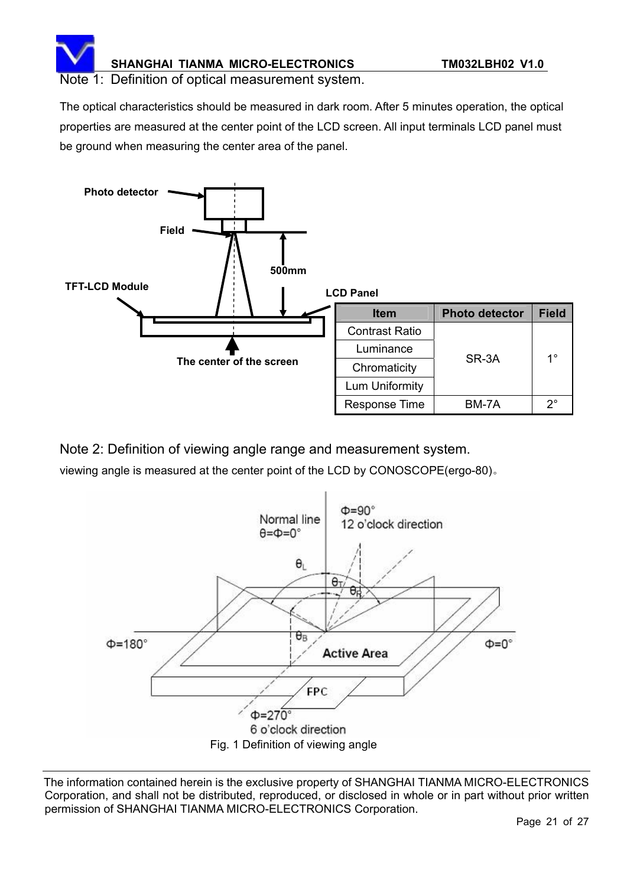Note 1: Definition of optical measurement system.

The optical characteristics should be measured in dark room. After 5 minutes operation, the optical properties are measured at the center point of the LCD screen. All input terminals LCD panel must be ground when measuring the center area of the panel.

| Item | Photo detector | Field |
|---|---|---|
| Contrast Ratio | SR-3A | 1° |
| Luminance | | |
| Chromaticity | | |
| Lum Uniformity | | |
| Response Time | BM-7A | 2° |

Note 2: Definition of viewing angle range and measurement system.

viewing angle is measured at the center point of the LCD by CONOSCOPE(ergo-80)。

Fig. 1 Definition of viewing angle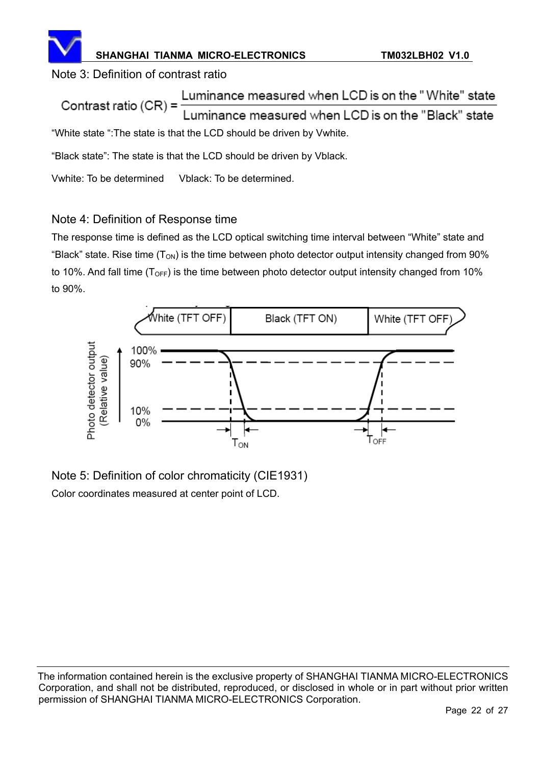Note 3: Definition of contrast ratio

$$\text{Contrast ratio (CR)} = \frac{\text{Luminance measured when LCD is on the "White" state}}{\text{Luminance measured when LCD is on the "Black" state}}$$

"White state ":The state is that the LCD should be driven by Vwhite.

"Black state": The state is that the LCD should be driven by Vblack.

Vwhite: To be determined     Vblack: To be determined.

Note 4: Definition of Response time

The response time is defined as the LCD optical switching time interval between "White" state and "Black" state. Rise time ($T_{ON}$) is the time between photo detector output intensity changed from 90% to 10%. And fall time ($T_{OFF}$) is the time between photo detector output intensity changed from 10% to 90%.

Note 5: Definition of color chromaticity (CIE1931)

Color coordinates measured at center point of LCD.

The information contained herein is the exclusive property of SHANGHAI TIANMA MICRO-ELECTRONICS Corporation, and shall not be distributed, reproduced, or disclosed in whole or in part without prior written permission of SHANGHAI TIANMA MICRO-ELECTRONICS Corporation.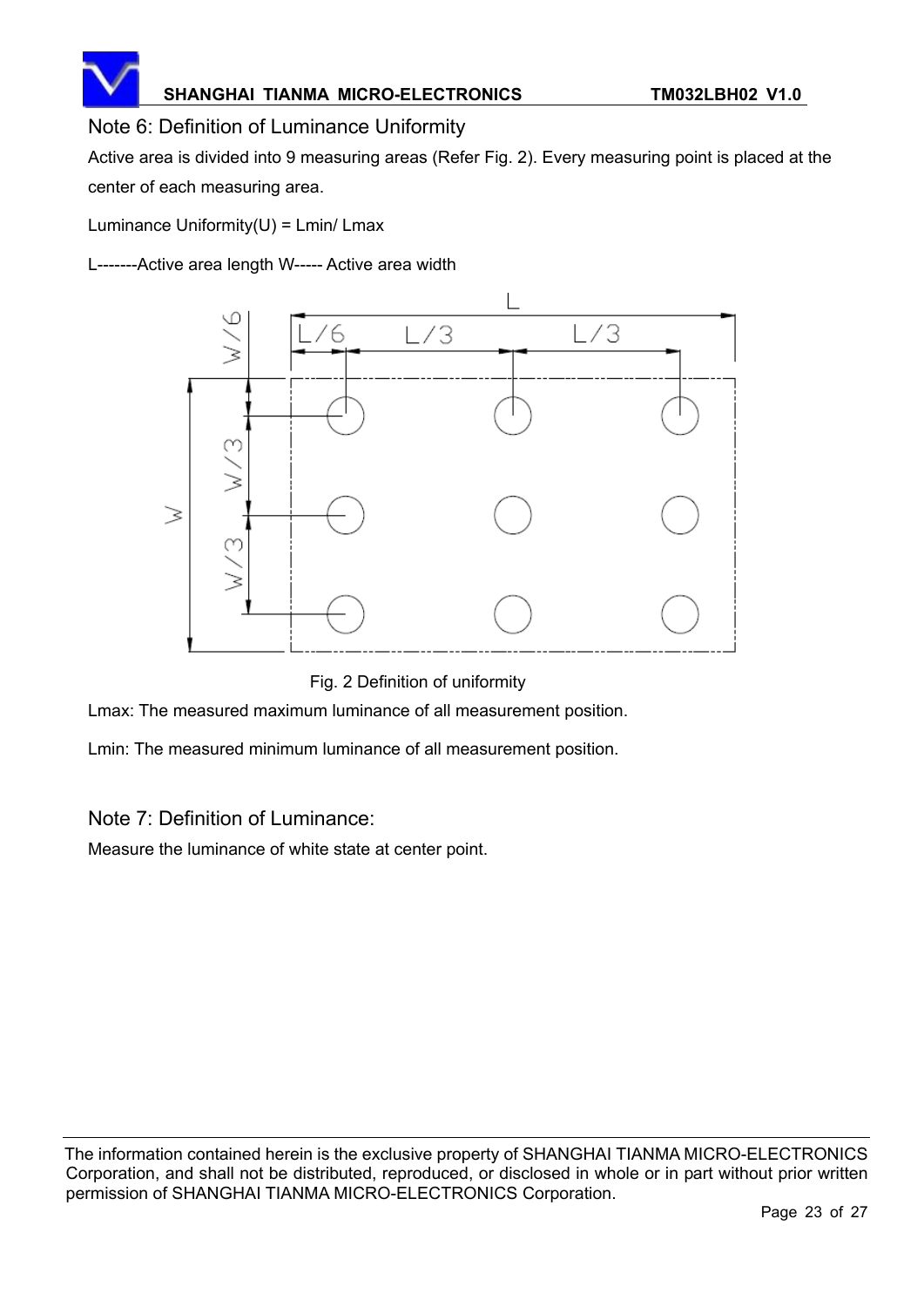## Note 6: Definition of Luminance Uniformity

Active area is divided into 9 measuring areas (Refer Fig. 2). Every measuring point is placed at the center of each measuring area.

Luminance Uniformity(U) = Lmin/ Lmax

L-------Active area length W----- Active area width

Fig. 2 Definition of uniformity

Lmax: The measured maximum luminance of all measurement position.

Lmin: The measured minimum luminance of all measurement position.

## Note 7: Definition of Luminance:

Measure the luminance of white state at center point.

The information contained herein is the exclusive property of SHANGHAI TIANMA MICRO-ELECTRONICS Corporation, and shall not be distributed, reproduced, or disclosed in whole or in part without prior written permission of SHANGHAI TIANMA MICRO-ELECTRONICS Corporation.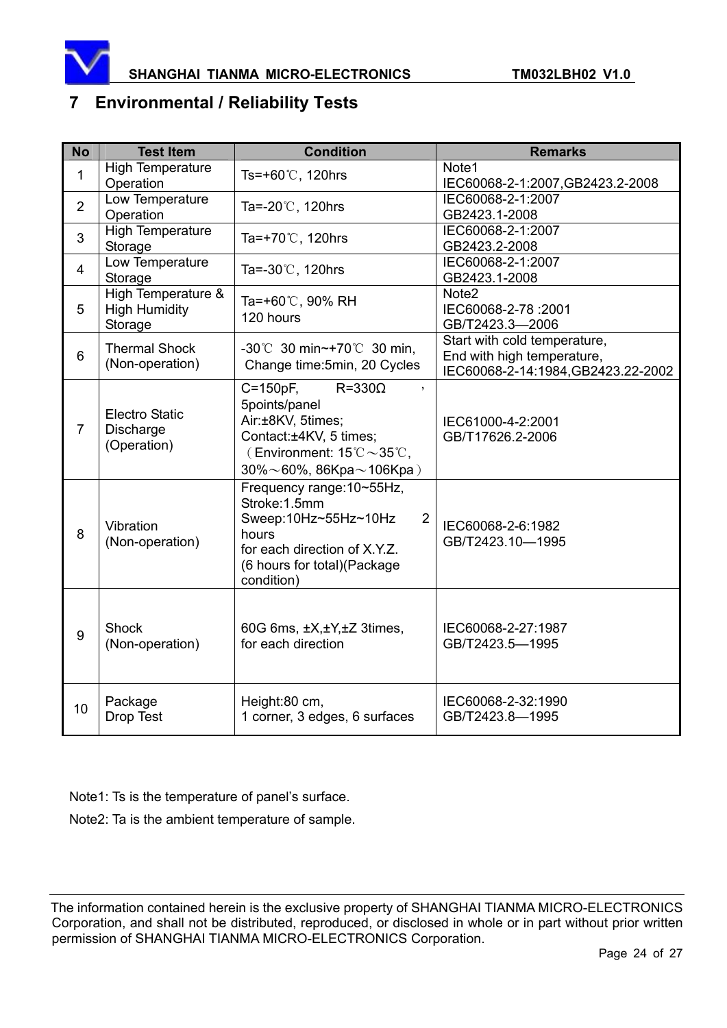## 7 Environmental / Reliability Tests

| No | Test Item | Condition | Remarks |
|---|---|---|---|
| 1 | High Temperature Operation | Ts=+60℃, 120hrs | Note1<br>IEC60068-2-1:2007,GB2423.2-2008 |
| 2 | Low Temperature Operation | Ta=-20℃, 120hrs | IEC60068-2-1:2007<br>GB2423.1-2008 |
| 3 | High Temperature Storage | Ta=+70℃, 120hrs | IEC60068-2-1:2007<br>GB2423.2-2008 |
| 4 | Low Temperature Storage | Ta=-30℃, 120hrs | IEC60068-2-1:2007<br>GB2423.1-2008 |
| 5 | High Temperature & High Humidity Storage | Ta=+60℃, 90% RH<br>120 hours | Note2<br>IEC60068-2-78 :2001<br>GB/T2423.3—2006 |
| 6 | Thermal Shock (Non-operation) | -30℃ 30 min~+70℃ 30 min,<br>Change time:5min, 20 Cycles | Start with cold temperature,<br>End with high temperature,<br>IEC60068-2-14:1984,GB2423.22-2002 |
| 7 | Electro Static Discharge (Operation) | C=150pF, R=330Ω，5points/panel<br>Air:±8KV, 5times;<br>Contact:±4KV, 5 times;<br>（Environment: 15℃～35℃, 30%～60%, 86Kpa～106Kpa） | IEC61000-4-2:2001<br>GB/T17626.2-2006 |
| 8 | Vibration (Non-operation) | Frequency range:10~55Hz,<br>Stroke:1.5mm<br>Sweep:10Hz~55Hz~10Hz 2 hours<br>for each direction of X.Y.Z.<br>(6 hours for total)(Package condition) | IEC60068-2-6:1982<br>GB/T2423.10—1995 |
| 9 | Shock (Non-operation) | 60G 6ms, ±X,±Y,±Z 3times,<br>for each direction | IEC60068-2-27:1987<br>GB/T2423.5—1995 |
| 10 | Package Drop Test | Height:80 cm,<br>1 corner, 3 edges, 6 surfaces | IEC60068-2-32:1990<br>GB/T2423.8—1995 |

Note1: Ts is the temperature of panel's surface.

Note2: Ta is the ambient temperature of sample.

The information contained herein is the exclusive property of SHANGHAI TIANMA MICRO-ELECTRONICS Corporation, and shall not be distributed, reproduced, or disclosed in whole or in part without prior written permission of SHANGHAI TIANMA MICRO-ELECTRONICS Corporation.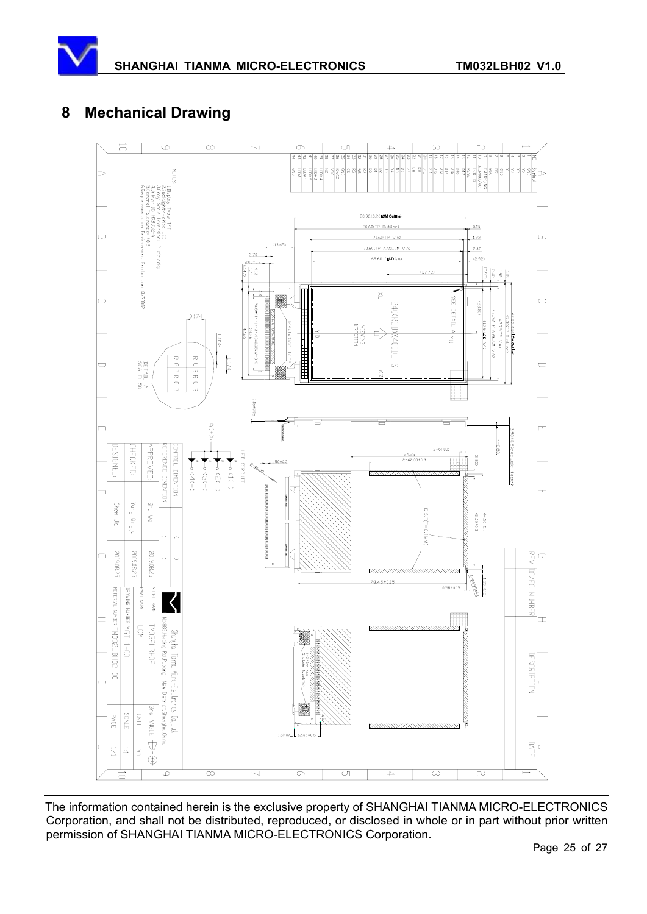# 8 Mechanical Drawing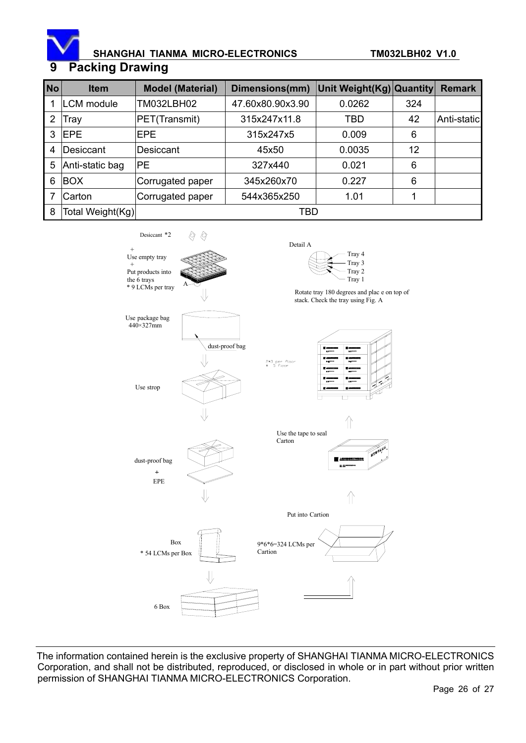# 9 Packing Drawing

| No | Item | Model (Material) | Dimensions(mm) | Unit Weight(Kg) | Quantity | Remark |
|---|---|---|---|---|---|---|
| 1 | LCM module | TM032LBH02 | 47.60x80.90x3.90 | 0.0262 | 324 | |
| 2 | Tray | PET(Transmit) | 315x247x11.8 | TBD | 42 | Anti-static |
| 3 | EPE | EPE | 315x247x5 | 0.009 | 6 | |
| 4 | Desiccant | Desiccant | 45x50 | 0.0035 | 12 | |
| 5 | Anti-static bag | PE | 327x440 | 0.021 | 6 | |
| 6 | BOX | Corrugated paper | 345x260x70 | 0.227 | 6 | |
| 7 | Carton | Corrugated paper | 544x365x250 | 1.01 | 1 | |
| 8 | Total Weight(Kg) | TBD | | | | |

Desiccant *2

+
Use empty tray
+
Put products into the 6 trays
* 9 LCMs per tray

A

Detail A

Tray 4
Tray 3
Tray 2
Tray 1

Rotate tray 180 degrees and plac e on top of stack. Check the tray using Fig. A

Use package bag
440×327mm

dust-proof bag

2*3 per floor
* 5 floor

Use strop

Use the tape to seal Carton

dust-proof bag
+
EPE

Put into Cartion

Box
* 54 LCMs per Box

9*6*6=324 LCMs per Cartion

6 Box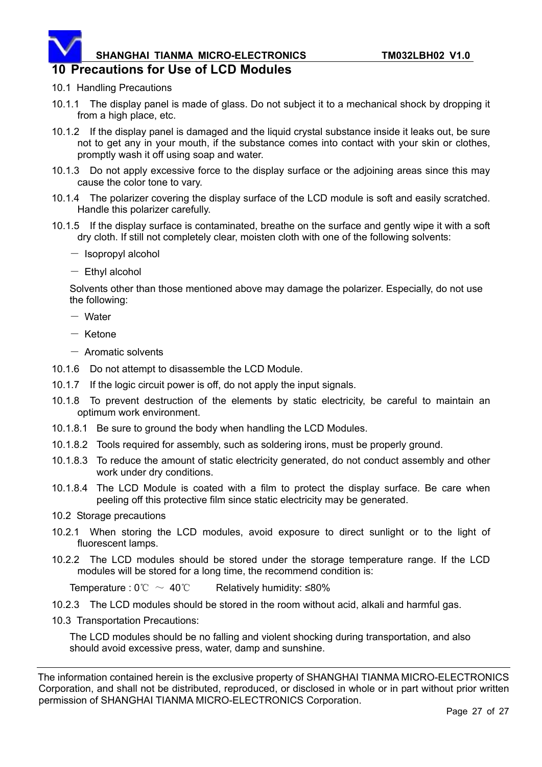## 10 Precautions for Use of LCD Modules

10.1 Handling Precautions

10.1.1 The display panel is made of glass. Do not subject it to a mechanical shock by dropping it from a high place, etc.

10.1.2 If the display panel is damaged and the liquid crystal substance inside it leaks out, be sure not to get any in your mouth, if the substance comes into contact with your skin or clothes, promptly wash it off using soap and water.

10.1.3 Do not apply excessive force to the display surface or the adjoining areas since this may cause the color tone to vary.

10.1.4 The polarizer covering the display surface of the LCD module is soft and easily scratched. Handle this polarizer carefully.

10.1.5 If the display surface is contaminated, breathe on the surface and gently wipe it with a soft dry cloth. If still not completely clear, moisten cloth with one of the following solvents:

- Isopropyl alcohol
- Ethyl alcohol

Solvents other than those mentioned above may damage the polarizer. Especially, do not use the following:

- Water
- Ketone
- Aromatic solvents

10.1.6 Do not attempt to disassemble the LCD Module.

10.1.7 If the logic circuit power is off, do not apply the input signals.

10.1.8 To prevent destruction of the elements by static electricity, be careful to maintain an optimum work environment.

10.1.8.1 Be sure to ground the body when handling the LCD Modules.

10.1.8.2 Tools required for assembly, such as soldering irons, must be properly ground.

10.1.8.3 To reduce the amount of static electricity generated, do not conduct assembly and other work under dry conditions.

10.1.8.4 The LCD Module is coated with a film to protect the display surface. Be care when peeling off this protective film since static electricity may be generated.

10.2 Storage precautions

10.2.1 When storing the LCD modules, avoid exposure to direct sunlight or to the light of fluorescent lamps.

10.2.2 The LCD modules should be stored under the storage temperature range. If the LCD modules will be stored for a long time, the recommend condition is:

Temperature : 0℃ ～ 40℃    Relatively humidity: ≤80%

10.2.3 The LCD modules should be stored in the room without acid, alkali and harmful gas.

10.3 Transportation Precautions:

The LCD modules should be no falling and violent shocking during transportation, and also should avoid excessive press, water, damp and sunshine.

The information contained herein is the exclusive property of SHANGHAI TIANMA MICRO-ELECTRONICS Corporation, and shall not be distributed, reproduced, or disclosed in whole or in part without prior written permission of SHANGHAI TIANMA MICRO-ELECTRONICS Corporation.